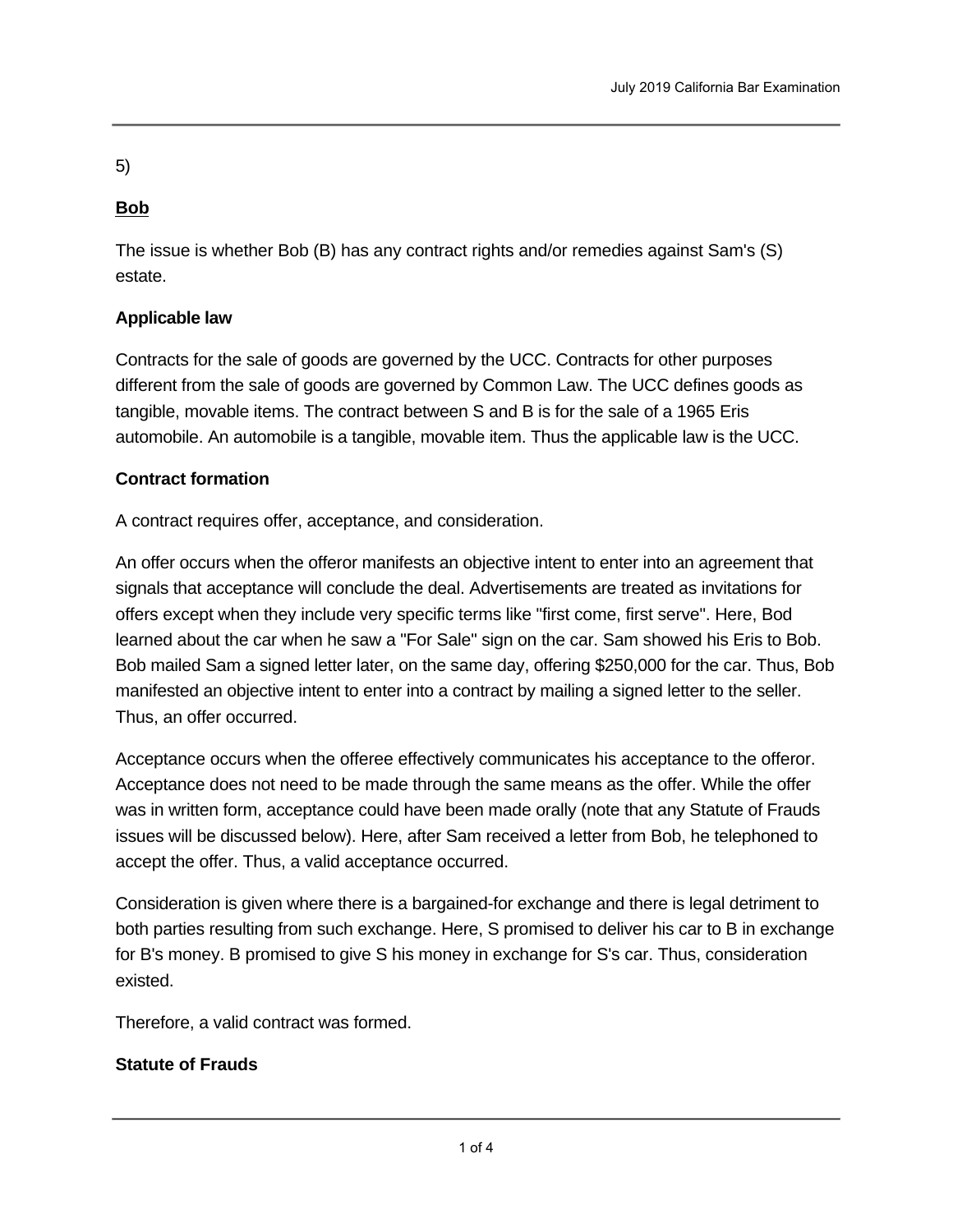5)

**Bob**

The issue is whether Bob (B) has any contract rights and/or remedies against Sam's (S) estate.

**Applicable law**

Contracts for the sale of goods are governed by the UCC. Contracts for other purposes different from the sale of goods are governed by Common Law. The UCC defines goods as tangible, movable items. The contract between S and B is for the sale of a 1965 Eris automobile. An automobile is a tangible, movable item. Thus the applicable law is the UCC.

**Contract formation**

A contract requires offer, acceptance, and consideration.

An offer occurs when the offeror manifests an objective intent to enter into an agreement that signals that acceptance will conclude the deal. Advertisements are treated as invitations for offers except when they include very specific terms like "first come, first serve". Here, Bod learned about the car when he saw a "For Sale" sign on the car. Sam showed his Eris to Bob. Bob mailed Sam a signed letter later, on the same day, offering $250,000 for the car. Thus, Bob manifested an objective intent to enter into a contract by mailing a signed letter to the seller. Thus, an offer occurred.

Acceptance occurs when the offeree effectively communicates his acceptance to the offeror. Acceptance does not need to be made through the same means as the offer. While the offer was in written form, acceptance could have been made orally (note that any Statute of Frauds issues will be discussed below). Here, after Sam received a letter from Bob, he telephoned to accept the offer. Thus, a valid acceptance occurred.

Consideration is given where there is a bargained-for exchange and there is legal detriment to both parties resulting from such exchange. Here, S promised to deliver his car to B in exchange for B's money. B promised to give S his money in exchange for S's car. Thus, consideration existed.

Therefore, a valid contract was formed.

**Statute of Frauds**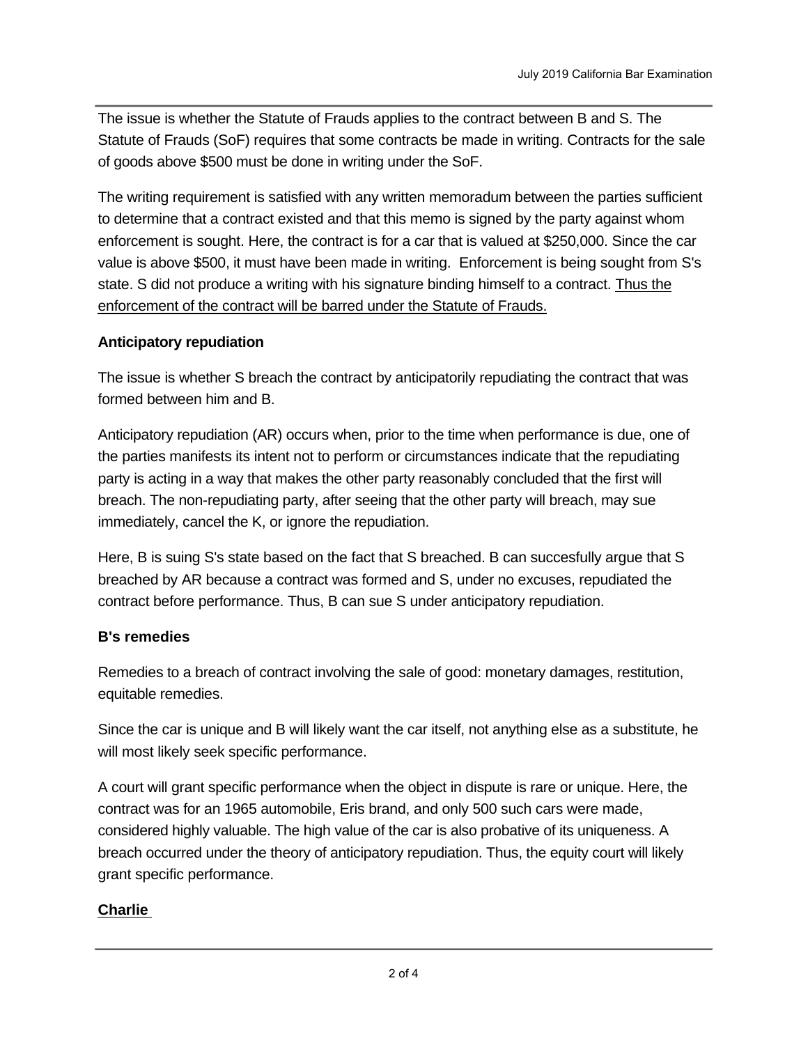The issue is whether the Statute of Frauds applies to the contract between B and S. The Statute of Frauds (SoF) requires that some contracts be made in writing. Contracts for the sale of goods above $500 must be done in writing under the SoF.

The writing requirement is satisfied with any written memoradum between the parties sufficient to determine that a contract existed and that this memo is signed by the party against whom enforcement is sought. Here, the contract is for a car that is valued at $250,000. Since the car value is above $500, it must have been made in writing. Enforcement is being sought from S's state. S did not produce a writing with his signature binding himself to a contract. <u>Thus the enforcement of the contract will be barred under the Statute of Frauds.</u>

**Anticipatory repudiation**

The issue is whether S breach the contract by anticipatorily repudiating the contract that was formed between him and B.

Anticipatory repudiation (AR) occurs when, prior to the time when performance is due, one of the parties manifests its intent not to perform or circumstances indicate that the repudiating party is acting in a way that makes the other party reasonably concluded that the first will breach. The non-repudiating party, after seeing that the other party will breach, may sue immediately, cancel the K, or ignore the repudiation.

Here, B is suing S's state based on the fact that S breached. B can succesfully argue that S breached by AR because a contract was formed and S, under no excuses, repudiated the contract before performance. Thus, B can sue S under anticipatory repudiation.

**B's remedies**

Remedies to a breach of contract involving the sale of good: monetary damages, restitution, equitable remedies.

Since the car is unique and B will likely want the car itself, not anything else as a substitute, he will most likely seek specific performance.

A court will grant specific performance when the object in dispute is rare or unique. Here, the contract was for an 1965 automobile, Eris brand, and only 500 such cars were made, considered highly valuable. The high value of the car is also probative of its uniqueness. A breach occurred under the theory of anticipatory repudiation. Thus, the equity court will likely grant specific performance.

**<u>Charlie</u>**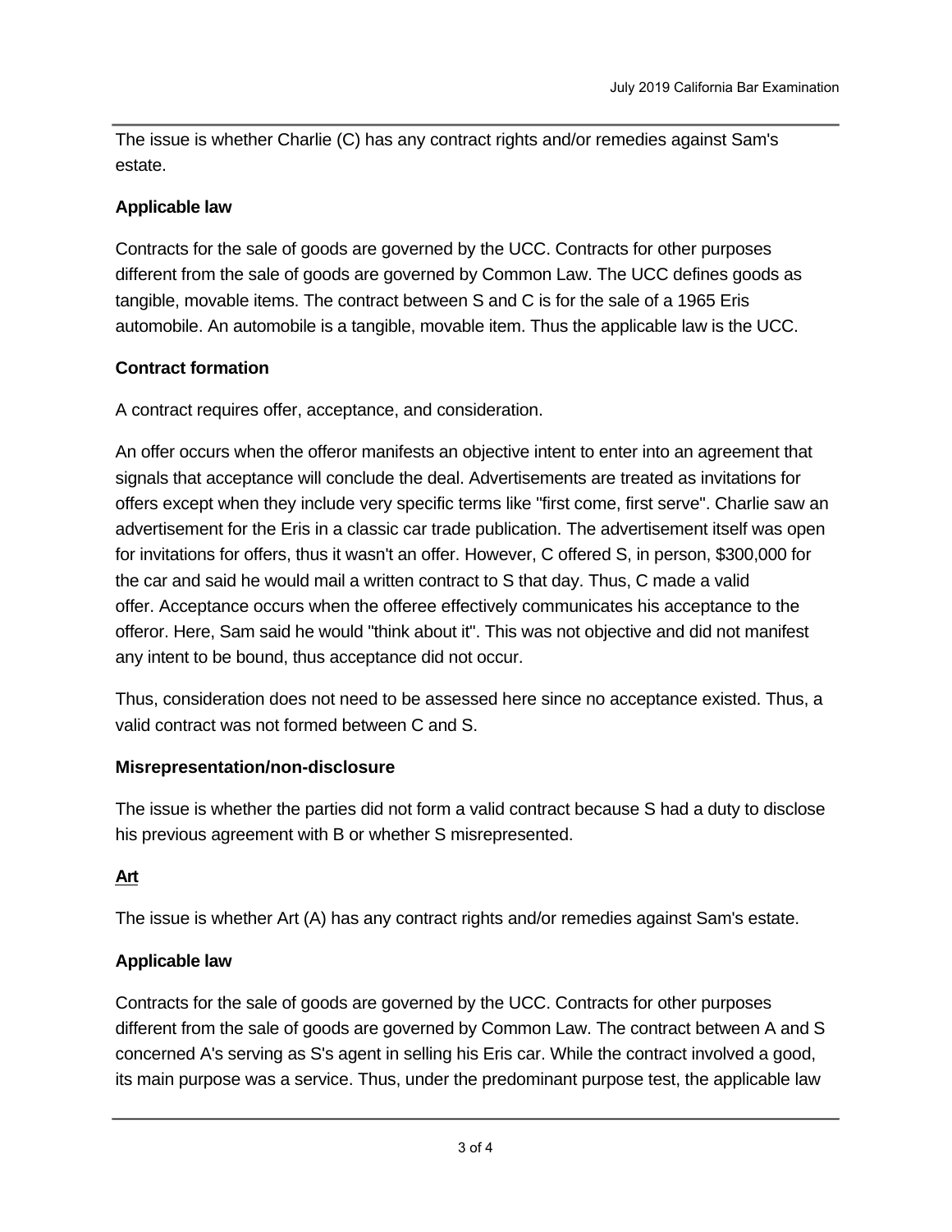The issue is whether Charlie (C) has any contract rights and/or remedies against Sam's estate.

**Applicable law**

Contracts for the sale of goods are governed by the UCC. Contracts for other purposes different from the sale of goods are governed by Common Law. The UCC defines goods as tangible, movable items. The contract between S and C is for the sale of a 1965 Eris automobile. An automobile is a tangible, movable item. Thus the applicable law is the UCC.

**Contract formation**

A contract requires offer, acceptance, and consideration.

An offer occurs when the offeror manifests an objective intent to enter into an agreement that signals that acceptance will conclude the deal. Advertisements are treated as invitations for offers except when they include very specific terms like "first come, first serve". Charlie saw an advertisement for the Eris in a classic car trade publication. The advertisement itself was open for invitations for offers, thus it wasn't an offer. However, C offered S, in person, $300,000 for the car and said he would mail a written contract to S that day. Thus, C made a valid offer. Acceptance occurs when the offeree effectively communicates his acceptance to the offeror. Here, Sam said he would "think about it". This was not objective and did not manifest any intent to be bound, thus acceptance did not occur.

Thus, consideration does not need to be assessed here since no acceptance existed. Thus, a valid contract was not formed between C and S.

**Misrepresentation/non-disclosure**

The issue is whether the parties did not form a valid contract because S had a duty to disclose his previous agreement with B or whether S misrepresented.

**<u>Art</u>**

The issue is whether Art (A) has any contract rights and/or remedies against Sam's estate.

**Applicable law**

Contracts for the sale of goods are governed by the UCC. Contracts for other purposes different from the sale of goods are governed by Common Law. The contract between A and S concerned A's serving as S's agent in selling his Eris car. While the contract involved a good, its main purpose was a service. Thus, under the predominant purpose test, the applicable law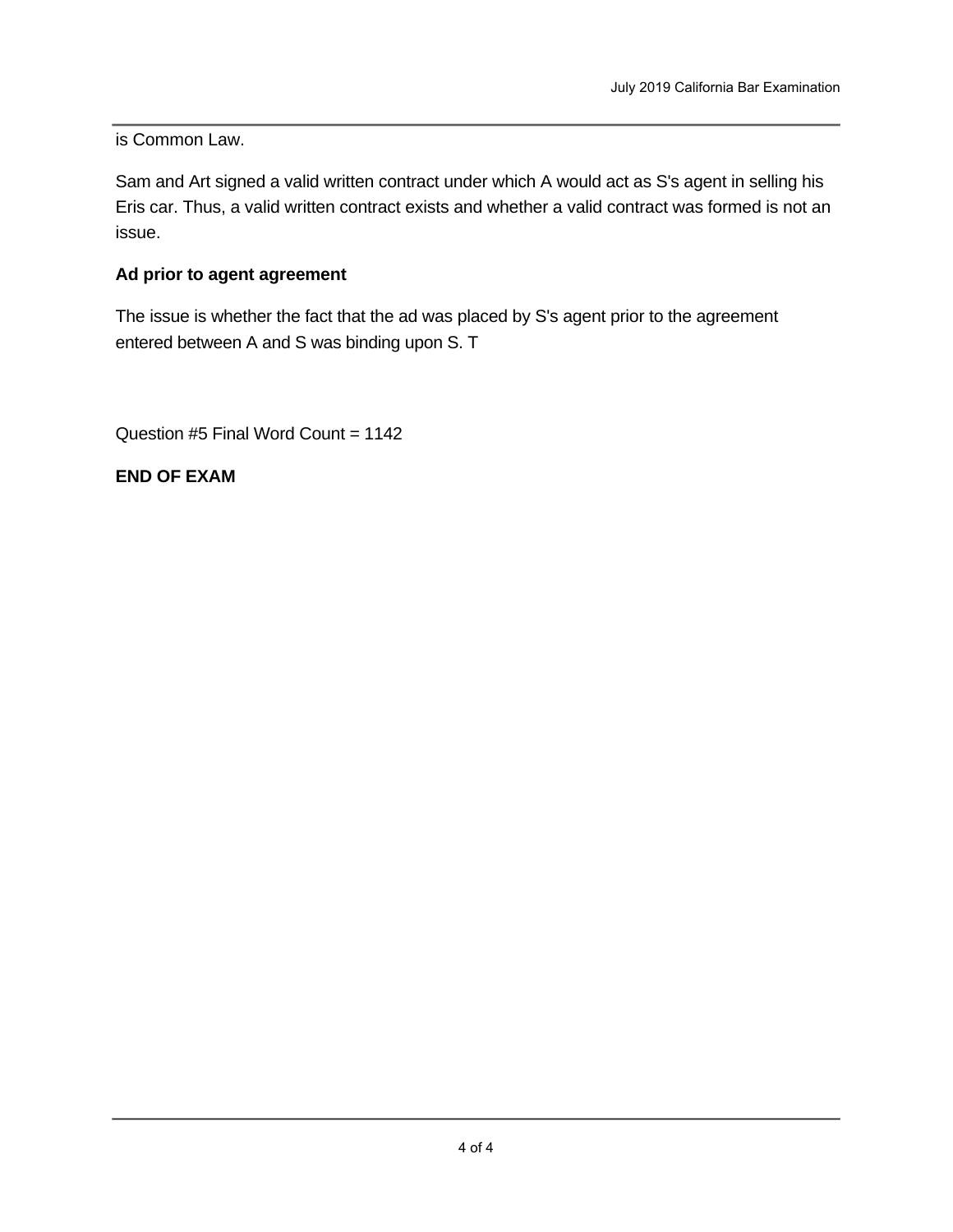is Common Law.

Sam and Art signed a valid written contract under which A would act as S's agent in selling his Eris car. Thus, a valid written contract exists and whether a valid contract was formed is not an issue.

**Ad prior to agent agreement**

The issue is whether the fact that the ad was placed by S's agent prior to the agreement entered between A and S was binding upon S. T

Question #5 Final Word Count = 1142

**END OF EXAM**